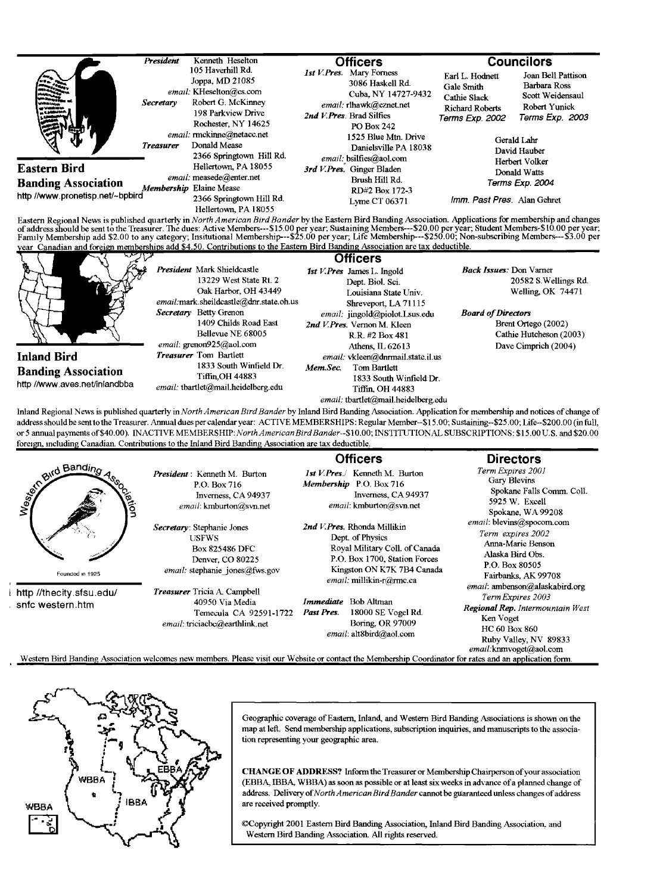## Eastern Bird Banding Association

http //www.pronetisp.net/~bpbird

*President* Kenneth Heselton
105 Haverhill Rd.
Joppa, MD 21085
*email:* KHeselton@cs.com

*Secretary* Robert G. McKinney
198 Parkview Drive
Rochester, NY 14625
*email:* rmckinne@netacc.net

*Treasurer* Donald Mease
2366 Springtown Hill Rd.
Hellertown, PA 18055
*email:* measede@enter.net

*Membership* Elaine Mease
2366 Springtown Hill Rd.
Hellertown, PA 18055

### Officers

*1st V.Pres.* Mary Forness
3086 Haskell Rd.
Cuba, NY 14727-9432
*email:* rlhawk@eznet.net

*2nd V.Pres.* Brad Silfies
PO Box 242
1525 Blue Mtn. Drive
Danielsville PA 18038
*email:* bsilfies@aol.com

*3rd V.Pres.* Ginger Bladen
Brush Hill Rd.
RD#2 Box 172-3
Lyme CT 06371

### Councilors

Earl L. Hodnett
Gale Smith
Cathie Slack
Richard Roberts
*Terms Exp. 2002*

Joan Bell Pattison
Barbara Ross
Scott Weidensaul
Robert Yunick
*Terms Exp. 2003*

Gerald Lahr
David Hauber
Herbert Volker
Donald Watts
*Terms Exp. 2004*

*Imm. Past Pres.* Alan Gehret

Eastern Regional News is published quarterly in *North American Bird Bander* by the Eastern Bird Banding Association. Applications for membership and changes of address should be sent to the Treasurer. The dues: Active Members---$15.00 per year; Sustaining Members---$20.00 per year; Student Members-$10.00 per year; Family Membership add $2.00 to any category; Insitutional Membership---$25.00 per year; Life Membership---$250.00; Non-subscribing Members---$3.00 per year Canadian and foreign memberships add $4.50. Contributions to the Eastern Bird Banding Association are tax deductible.

## Inland Bird Banding Association

http //www.aves.net/inlandbba

*President* Mark Shieldcastle
13229 West State Rt. 2
Oak Harbor, OH 43449
*email:* mark.sheildcastle@dnr.state.oh.us

*Secretary* Betty Grenon
1409 Childs Road East
Bellevue NE 68005
*email:* grenon925@aol.com

*Treasurer* Tom Bartlett
1833 South Winfield Dr.
Tiffin, OH 44883
*email:* tbartlet@mail.heidelberg.edu

### Officers

*1st V.Pres* James L. Ingold
Dept. Biol. Sci.
Louisiana State Univ.
Shreveport, LA 71115
*email:* jingold@piolot.Lsus.edu

*2nd V.Pres.* Vernon M. Kleen
R.R. #2 Box 481
Athens, IL 62613
*email:* vkleen@dnrmail.state.il.us

*Mem.Sec.* Tom Bartlett
1833 South Winfield Dr.
Tiffin, OH 44883
*email:* tbartlet@mail.heidelberg.edu

*Back Issues:* Don Varner
20582 S.Wellings Rd.
Welling, OK 74471

*Board of Directors*
Brent Ortego (2002)
Cathie Hutcheson (2003)
Dave Cimprich (2004)

Inland Regional News is published quarterly in *North American Bird Bander* by Inland Bird Banding Association. Application for membership and notices of change of address should be sent to the Treasurer. Annual dues per calendar year: ACTIVE MEMBERSHIPS: Regular Member--$15.00; Sustaining--$25.00; Life--$200.00 (in full, or 5 annual payments of $40.00). INACTIVE MEMBERSHIP: *North American Bird Bander*--$10.00; INSTITUTIONAL SUBSCRIPTIONS: $15.00 U.S. and $20.00 foreign, including Canadian. Contributions to the Inland Bird Banding Association are tax deductible.

## Western Bird Banding Association

Founded in 1925

http //thecity.sfsu.edu/snfc western.htm

*President:* Kenneth M. Burton
P.O. Box 716
Inverness, CA 94937
*email:* kmburton@svn.net

*Secretary:* Stephanie Jones
USFWS
Box 825486 DFC
Denver, CO 80225
*email:* stephanie_jones@fws.gov

*Treasurer* Tricia A. Campbell
40950 Via Media
Temecula CA 92591-1722
*email:* triciacbc@earthlink.net

### Officers

*1st V.Pres./ Membership* Kenneth M. Burton
P.O. Box 716
Inverness, CA 94937
*email:* kmburton@svn.net

*2nd V.Pres.* Rhonda Millikin
Dept. of Physics
Royal Military Coll. of Canada
P.O. Box 1700, Station Forces
Kingston ON K7K 7B4 Canada
*email:* millikin-r@rmc.ca

*Immediate Past Pres.* Bob Altman
18000 SE Vogel Rd.
Boring, OR 97009
*email:* alt8bird@aol.com

### Directors

*Term Expires 2001*
Gary Blevins
Spokane Falls Comm. Coll.
5925 W. Excell
Spokane, WA 99208
*email:* blevins@spocom.com

*Term expires 2002*
Anna-Marie Benson
Alaska Bird Obs.
P.O. Box 80505
Fairbanks, AK 99708
*email:* ambenson@alaskabird.org

*Term Expires 2003*

*Regional Rep. Intermountain West*
Ken Voget
HC 60 Box 860
Ruby Valley, NV 89833
*email:* knmvoget@aol.com

Western Bird Banding Association welcomes new members. Please visit our Website or contact the Membership Coordinator for rates and an application form.

---

WBBA EBBA IBBA WBBA

Geographic coverage of Eastern, Inland, and Western Bird Banding Associations is shown on the map at left. Send membership applications, subscription inquiries, and manuscripts to the association representing your geographic area.

**CHANGE OF ADDRESS?** Inform the Treasurer or Membership Chairperson of your association (EBBA, IBBA, WBBA) as soon as possible or at least six weeks in advance of a planned change of address. Delivery of *North American Bird Bander* cannot be guaranteed unless changes of address are received promptly.

©Copyright 2001 Eastern Bird Banding Association, Inland Bird Banding Association, and Western Bird Banding Association. All rights reserved.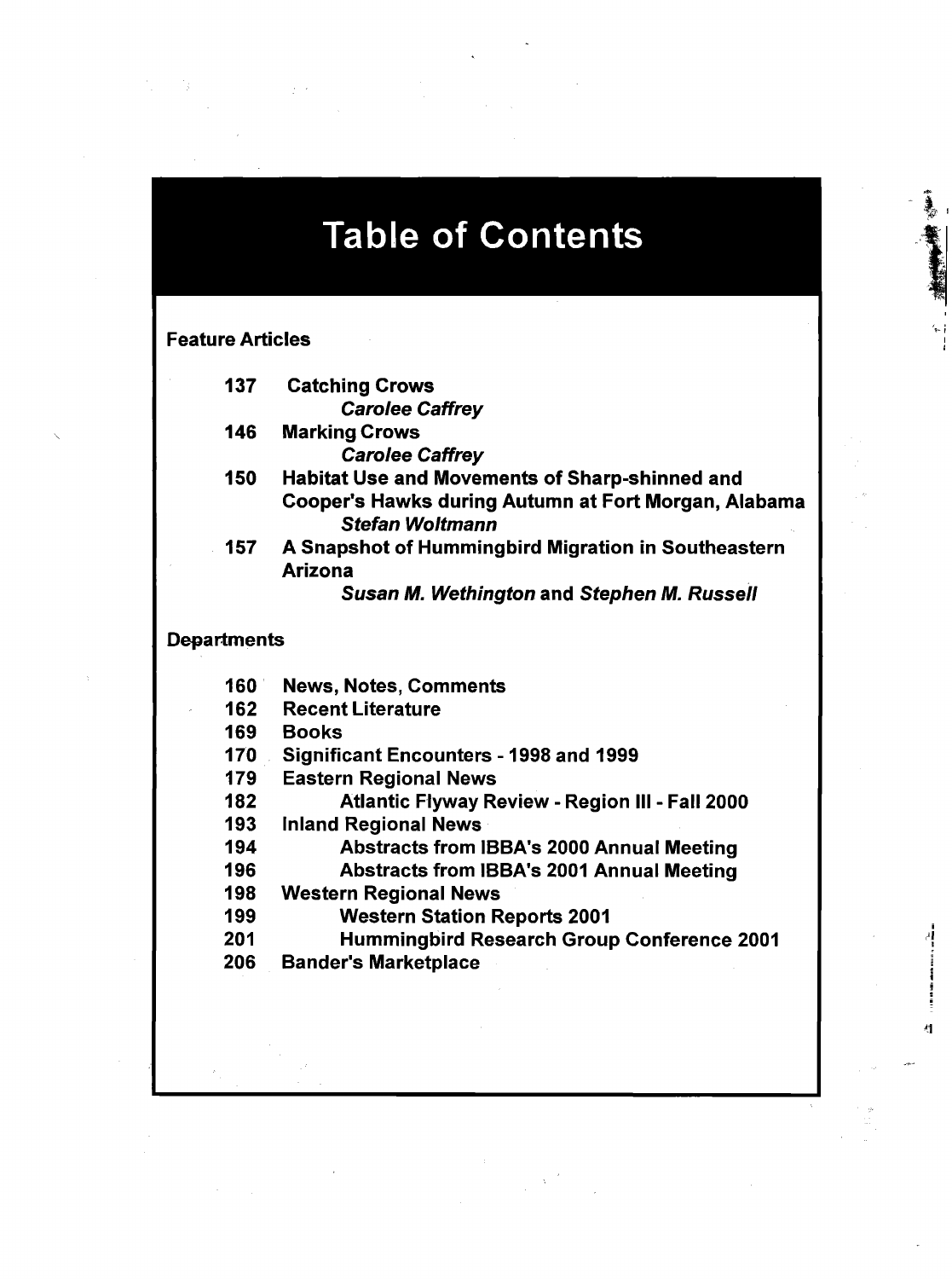# Table of Contents

## Feature Articles

137 **Catching Crows**
*Carolee Caffrey*

146 **Marking Crows**
*Carolee Caffrey*

150 **Habitat Use and Movements of Sharp-shinned and Cooper's Hawks during Autumn at Fort Morgan, Alabama**
*Stefan Woltmann*

157 **A Snapshot of Hummingbird Migration in Southeastern Arizona**
*Susan M. Wethington* and *Stephen M. Russell*

## Departments

160 News, Notes, Comments
162 Recent Literature
169 Books
170 Significant Encounters - 1998 and 1999
179 Eastern Regional News
182 Atlantic Flyway Review - Region III - Fall 2000
193 Inland Regional News
194 Abstracts from IBBA's 2000 Annual Meeting
196 Abstracts from IBBA's 2001 Annual Meeting
198 Western Regional News
199 Western Station Reports 2001
201 Hummingbird Research Group Conference 2001
206 Bander's Marketplace